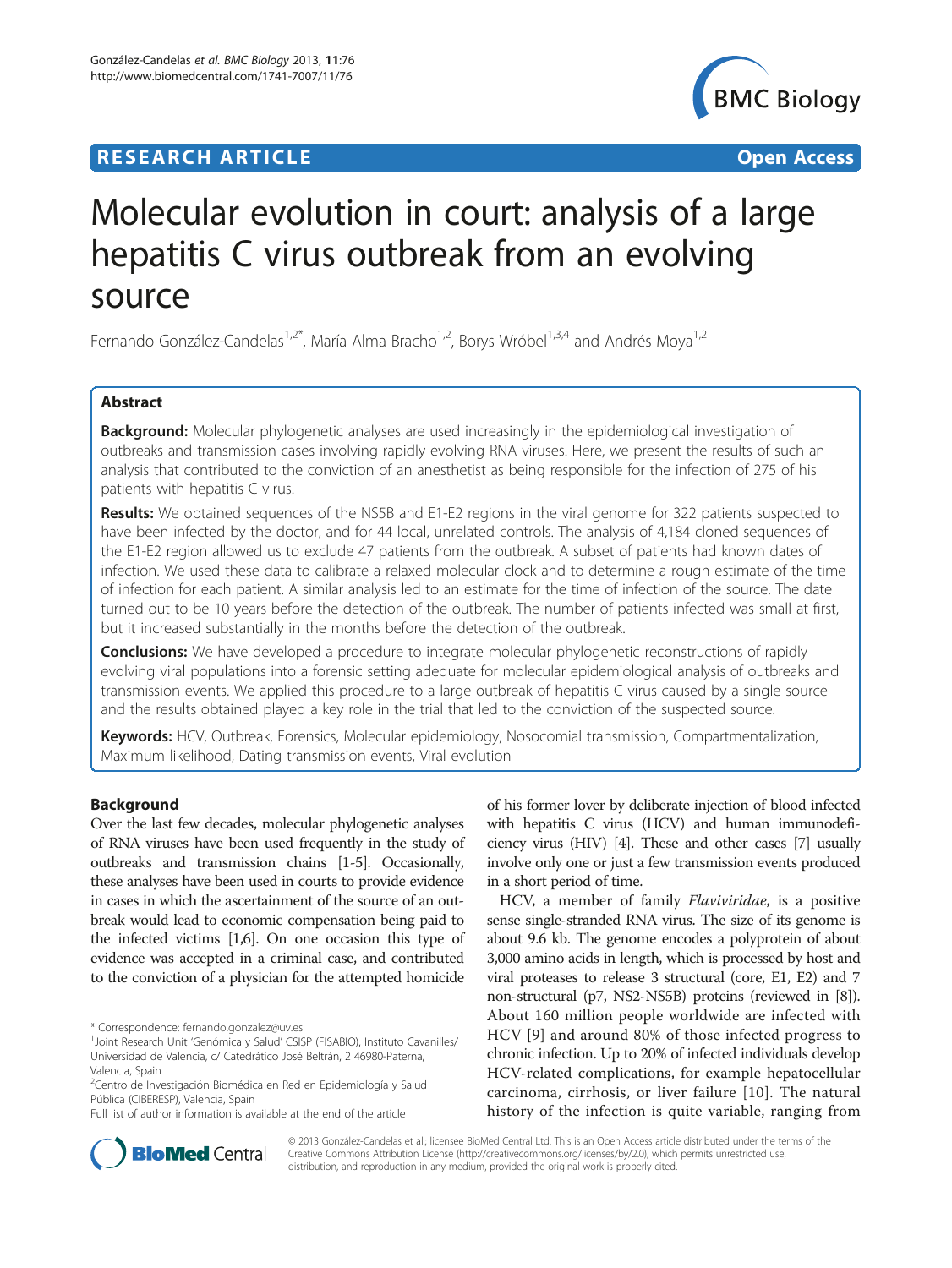**RESEARCH ARTICLE** **Open Access**

# Molecular evolution in court: analysis of a large hepatitis C virus outbreak from an evolving source

Fernando González-Candelas[1,2*], María Alma Bracho[1,2], Borys Wróbel[1,3,4] and Andrés Moya[1,2]

## Abstract

**Background:** Molecular phylogenetic analyses are used increasingly in the epidemiological investigation of outbreaks and transmission cases involving rapidly evolving RNA viruses. Here, we present the results of such an analysis that contributed to the conviction of an anesthetist as being responsible for the infection of 275 of his patients with hepatitis C virus.

**Results:** We obtained sequences of the NS5B and E1-E2 regions in the viral genome for 322 patients suspected to have been infected by the doctor, and for 44 local, unrelated controls. The analysis of 4,184 cloned sequences of the E1-E2 region allowed us to exclude 47 patients from the outbreak. A subset of patients had known dates of infection. We used these data to calibrate a relaxed molecular clock and to determine a rough estimate of the time of infection for each patient. A similar analysis led to an estimate for the time of infection of the source. The date turned out to be 10 years before the detection of the outbreak. The number of patients infected was small at first, but it increased substantially in the months before the detection of the outbreak.

**Conclusions:** We have developed a procedure to integrate molecular phylogenetic reconstructions of rapidly evolving viral populations into a forensic setting adequate for molecular epidemiological analysis of outbreaks and transmission events. We applied this procedure to a large outbreak of hepatitis C virus caused by a single source and the results obtained played a key role in the trial that led to the conviction of the suspected source.

**Keywords:** HCV, Outbreak, Forensics, Molecular epidemiology, Nosocomial transmission, Compartmentalization, Maximum likelihood, Dating transmission events, Viral evolution

## Background

Over the last few decades, molecular phylogenetic analyses of RNA viruses have been used frequently in the study of outbreaks and transmission chains [1-5]. Occasionally, these analyses have been used in courts to provide evidence in cases in which the ascertainment of the source of an outbreak would lead to economic compensation being paid to the infected victims [1,6]. On one occasion this type of evidence was accepted in a criminal case, and contributed to the conviction of a physician for the attempted homicide of his former lover by deliberate injection of blood infected with hepatitis C virus (HCV) and human immunodeficiency virus (HIV) [4]. These and other cases [7] usually involve only one or just a few transmission events produced in a short period of time.

HCV, a member of family *Flaviviridae*, is a positive sense single-stranded RNA virus. The size of its genome is about 9.6 kb. The genome encodes a polyprotein of about 3,000 amino acids in length, which is processed by host and viral proteases to release 3 structural (core, E1, E2) and 7 non-structural (p7, NS2-NS5B) proteins (reviewed in [8]). About 160 million people worldwide are infected with HCV [9] and around 80% of those infected progress to chronic infection. Up to 20% of infected individuals develop HCV-related complications, for example hepatocellular carcinoma, cirrhosis, or liver failure [10]. The natural history of the infection is quite variable, ranging from

\* Correspondence: fernando.gonzalez@uv.es
[1]Joint Research Unit 'Genómica y Salud' CSISP (FISABIO), Instituto Cavanilles/Universidad de Valencia, c/ Catedrático José Beltrán, 2 46980-Paterna, Valencia, Spain
[2]Centro de Investigación Biomédica en Red en Epidemiología y Salud Pública (CIBERESP), Valencia, Spain
Full list of author information is available at the end of the article

© 2013 González-Candelas et al.; licensee BioMed Central Ltd. This is an Open Access article distributed under the terms of the Creative Commons Attribution License (http://creativecommons.org/licenses/by/2.0), which permits unrestricted use, distribution, and reproduction in any medium, provided the original work is properly cited.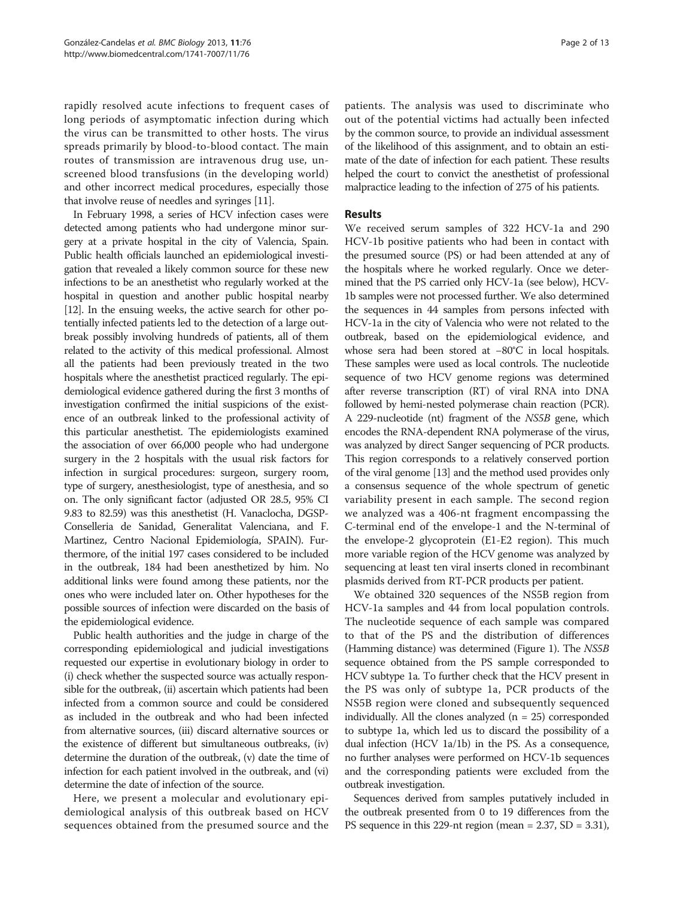rapidly resolved acute infections to frequent cases of long periods of asymptomatic infection during which the virus can be transmitted to other hosts. The virus spreads primarily by blood-to-blood contact. The main routes of transmission are intravenous drug use, unscreened blood transfusions (in the developing world) and other incorrect medical procedures, especially those that involve reuse of needles and syringes [11].

In February 1998, a series of HCV infection cases were detected among patients who had undergone minor surgery at a private hospital in the city of Valencia, Spain. Public health officials launched an epidemiological investigation that revealed a likely common source for these new infections to be an anesthetist who regularly worked at the hospital in question and another public hospital nearby [12]. In the ensuing weeks, the active search for other potentially infected patients led to the detection of a large outbreak possibly involving hundreds of patients, all of them related to the activity of this medical professional. Almost all the patients had been previously treated in the two hospitals where the anesthetist practiced regularly. The epidemiological evidence gathered during the first 3 months of investigation confirmed the initial suspicions of the existence of an outbreak linked to the professional activity of this particular anesthetist. The epidemiologists examined the association of over 66,000 people who had undergone surgery in the 2 hospitals with the usual risk factors for infection in surgical procedures: surgeon, surgery room, type of surgery, anesthesiologist, type of anesthesia, and so on. The only significant factor (adjusted OR 28.5, 95% CI 9.83 to 82.59) was this anesthetist (H. Vanaclocha, DGSP-Conselleria de Sanidad, Generalitat Valenciana, and F. Martinez, Centro Nacional Epidemiología, SPAIN). Furthermore, of the initial 197 cases considered to be included in the outbreak, 184 had been anesthetized by him. No additional links were found among these patients, nor the ones who were included later on. Other hypotheses for the possible sources of infection were discarded on the basis of the epidemiological evidence.

Public health authorities and the judge in charge of the corresponding epidemiological and judicial investigations requested our expertise in evolutionary biology in order to (i) check whether the suspected source was actually responsible for the outbreak, (ii) ascertain which patients had been infected from a common source and could be considered as included in the outbreak and who had been infected from alternative sources, (iii) discard alternative sources or the existence of different but simultaneous outbreaks, (iv) determine the duration of the outbreak, (v) date the time of infection for each patient involved in the outbreak, and (vi) determine the date of infection of the source.

Here, we present a molecular and evolutionary epidemiological analysis of this outbreak based on HCV sequences obtained from the presumed source and the patients. The analysis was used to discriminate who out of the potential victims had actually been infected by the common source, to provide an individual assessment of the likelihood of this assignment, and to obtain an estimate of the date of infection for each patient. These results helped the court to convict the anesthetist of professional malpractice leading to the infection of 275 of his patients.

## Results

We received serum samples of 322 HCV-1a and 290 HCV-1b positive patients who had been in contact with the presumed source (PS) or had been attended at any of the hospitals where he worked regularly. Once we determined that the PS carried only HCV-1a (see below), HCV-1b samples were not processed further. We also determined the sequences in 44 samples from persons infected with HCV-1a in the city of Valencia who were not related to the outbreak, based on the epidemiological evidence, and whose sera had been stored at −80°C in local hospitals. These samples were used as local controls. The nucleotide sequence of two HCV genome regions was determined after reverse transcription (RT) of viral RNA into DNA followed by hemi-nested polymerase chain reaction (PCR). A 229-nucleotide (nt) fragment of the *NS5B* gene, which encodes the RNA-dependent RNA polymerase of the virus, was analyzed by direct Sanger sequencing of PCR products. This region corresponds to a relatively conserved portion of the viral genome [13] and the method used provides only a consensus sequence of the whole spectrum of genetic variability present in each sample. The second region we analyzed was a 406-nt fragment encompassing the C-terminal end of the envelope-1 and the N-terminal of the envelope-2 glycoprotein (E1-E2 region). This much more variable region of the HCV genome was analyzed by sequencing at least ten viral inserts cloned in recombinant plasmids derived from RT-PCR products per patient.

We obtained 320 sequences of the NS5B region from HCV-1a samples and 44 from local population controls. The nucleotide sequence of each sample was compared to that of the PS and the distribution of differences (Hamming distance) was determined (Figure 1). The *NS5B* sequence obtained from the PS sample corresponded to HCV subtype 1a. To further check that the HCV present in the PS was only of subtype 1a, PCR products of the NS5B region were cloned and subsequently sequenced individually. All the clones analyzed (n = 25) corresponded to subtype 1a, which led us to discard the possibility of a dual infection (HCV 1a/1b) in the PS. As a consequence, no further analyses were performed on HCV-1b sequences and the corresponding patients were excluded from the outbreak investigation.

Sequences derived from samples putatively included in the outbreak presented from 0 to 19 differences from the PS sequence in this 229-nt region (mean = 2.37, SD = 3.31),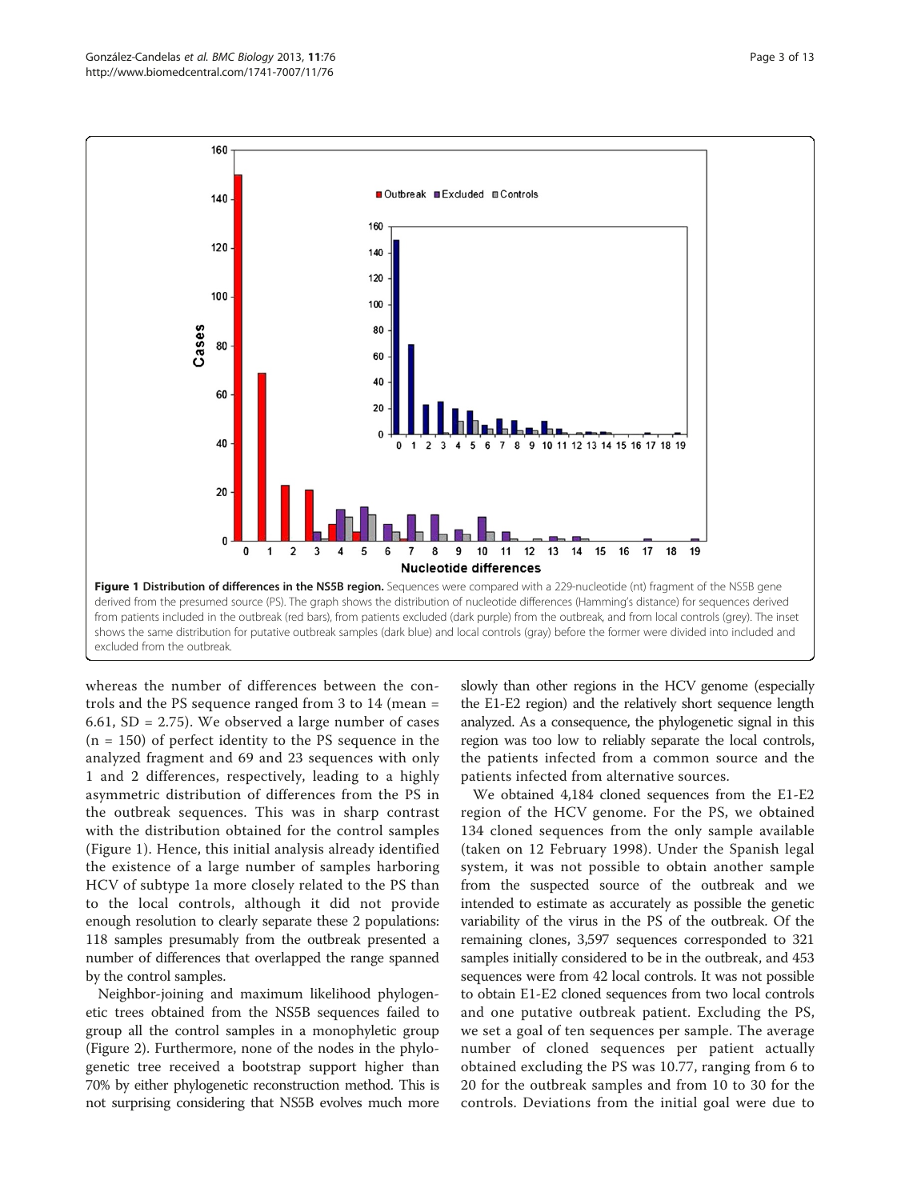**Figure 1 Distribution of differences in the NS5B region.** Sequences were compared with a 229-nucleotide (nt) fragment of the NS5B gene derived from the presumed source (PS). The graph shows the distribution of nucleotide differences (Hamming's distance) for sequences derived from patients included in the outbreak (red bars), from patients excluded (dark purple) from the outbreak, and from local controls (grey). The inset shows the same distribution for putative outbreak samples (dark blue) and local controls (gray) before the former were divided into included and excluded from the outbreak.

whereas the number of differences between the controls and the PS sequence ranged from 3 to 14 (mean = 6.61, SD = 2.75). We observed a large number of cases (n = 150) of perfect identity to the PS sequence in the analyzed fragment and 69 and 23 sequences with only 1 and 2 differences, respectively, leading to a highly asymmetric distribution of differences from the PS in the outbreak sequences. This was in sharp contrast with the distribution obtained for the control samples (Figure 1). Hence, this initial analysis already identified the existence of a large number of samples harboring HCV of subtype 1a more closely related to the PS than to the local controls, although it did not provide enough resolution to clearly separate these 2 populations: 118 samples presumably from the outbreak presented a number of differences that overlapped the range spanned by the control samples.

Neighbor-joining and maximum likelihood phylogenetic trees obtained from the NS5B sequences failed to group all the control samples in a monophyletic group (Figure 2). Furthermore, none of the nodes in the phylogenetic tree received a bootstrap support higher than 70% by either phylogenetic reconstruction method. This is not surprising considering that NS5B evolves much more slowly than other regions in the HCV genome (especially the E1-E2 region) and the relatively short sequence length analyzed. As a consequence, the phylogenetic signal in this region was too low to reliably separate the local controls, the patients infected from a common source and the patients infected from alternative sources.

We obtained 4,184 cloned sequences from the E1-E2 region of the HCV genome. For the PS, we obtained 134 cloned sequences from the only sample available (taken on 12 February 1998). Under the Spanish legal system, it was not possible to obtain another sample from the suspected source of the outbreak and we intended to estimate as accurately as possible the genetic variability of the virus in the PS of the outbreak. Of the remaining clones, 3,597 sequences corresponded to 321 samples initially considered to be in the outbreak, and 453 sequences were from 42 local controls. It was not possible to obtain E1-E2 cloned sequences from two local controls and one putative outbreak patient. Excluding the PS, we set a goal of ten sequences per sample. The average number of cloned sequences per patient actually obtained excluding the PS was 10.77, ranging from 6 to 20 for the outbreak samples and from 10 to 30 for the controls. Deviations from the initial goal were due to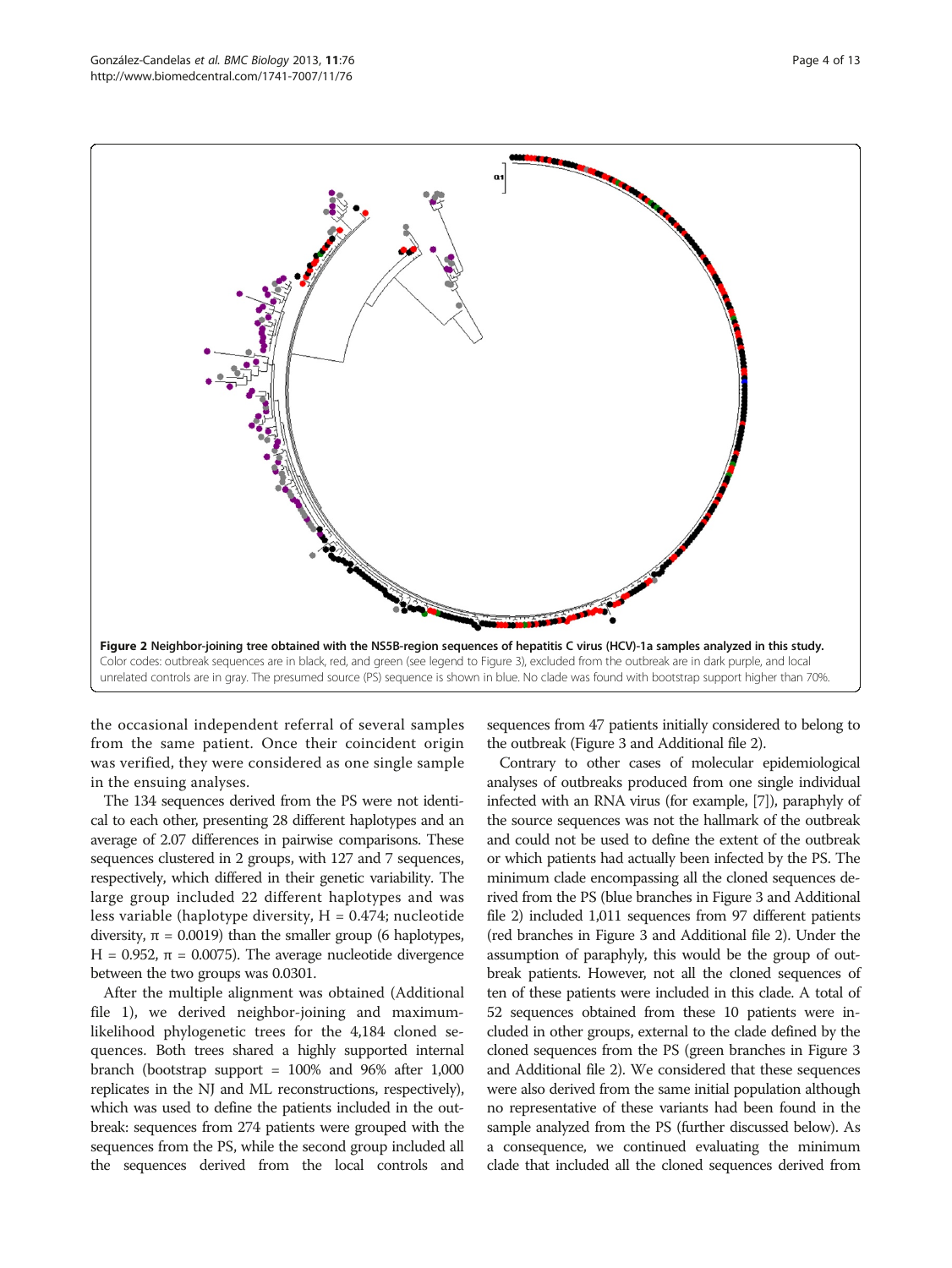Figure 2 Neighbor-joining tree obtained with the NS5B-region sequences of hepatitis C virus (HCV)-1a samples analyzed in this study. Color codes: outbreak sequences are in black, red, and green (see legend to Figure 3), excluded from the outbreak are in dark purple, and local unrelated controls are in gray. The presumed source (PS) sequence is shown in blue. No clade was found with bootstrap support higher than 70%.

the occasional independent referral of several samples from the same patient. Once their coincident origin was verified, they were considered as one single sample in the ensuing analyses.

The 134 sequences derived from the PS were not identical to each other, presenting 28 different haplotypes and an average of 2.07 differences in pairwise comparisons. These sequences clustered in 2 groups, with 127 and 7 sequences, respectively, which differed in their genetic variability. The large group included 22 different haplotypes and was less variable (haplotype diversity, H = 0.474; nucleotide diversity, π = 0.0019) than the smaller group (6 haplotypes, H = 0.952, π = 0.0075). The average nucleotide divergence between the two groups was 0.0301.

After the multiple alignment was obtained (Additional file 1), we derived neighbor-joining and maximum-likelihood phylogenetic trees for the 4,184 cloned sequences. Both trees shared a highly supported internal branch (bootstrap support = 100% and 96% after 1,000 replicates in the NJ and ML reconstructions, respectively), which was used to define the patients included in the outbreak: sequences from 274 patients were grouped with the sequences from the PS, while the second group included all the sequences derived from the local controls and sequences from 47 patients initially considered to belong to the outbreak (Figure 3 and Additional file 2).

Contrary to other cases of molecular epidemiological analyses of outbreaks produced from one single individual infected with an RNA virus (for example, [7]), paraphyly of the source sequences was not the hallmark of the outbreak and could not be used to define the extent of the outbreak or which patients had actually been infected by the PS. The minimum clade encompassing all the cloned sequences derived from the PS (blue branches in Figure 3 and Additional file 2) included 1,011 sequences from 97 different patients (red branches in Figure 3 and Additional file 2). Under the assumption of paraphyly, this would be the group of outbreak patients. However, not all the cloned sequences of ten of these patients were included in this clade. A total of 52 sequences obtained from these 10 patients were included in other groups, external to the clade defined by the cloned sequences from the PS (green branches in Figure 3 and Additional file 2). We considered that these sequences were also derived from the same initial population although no representative of these variants had been found in the sample analyzed from the PS (further discussed below). As a consequence, we continued evaluating the minimum clade that included all the cloned sequences derived from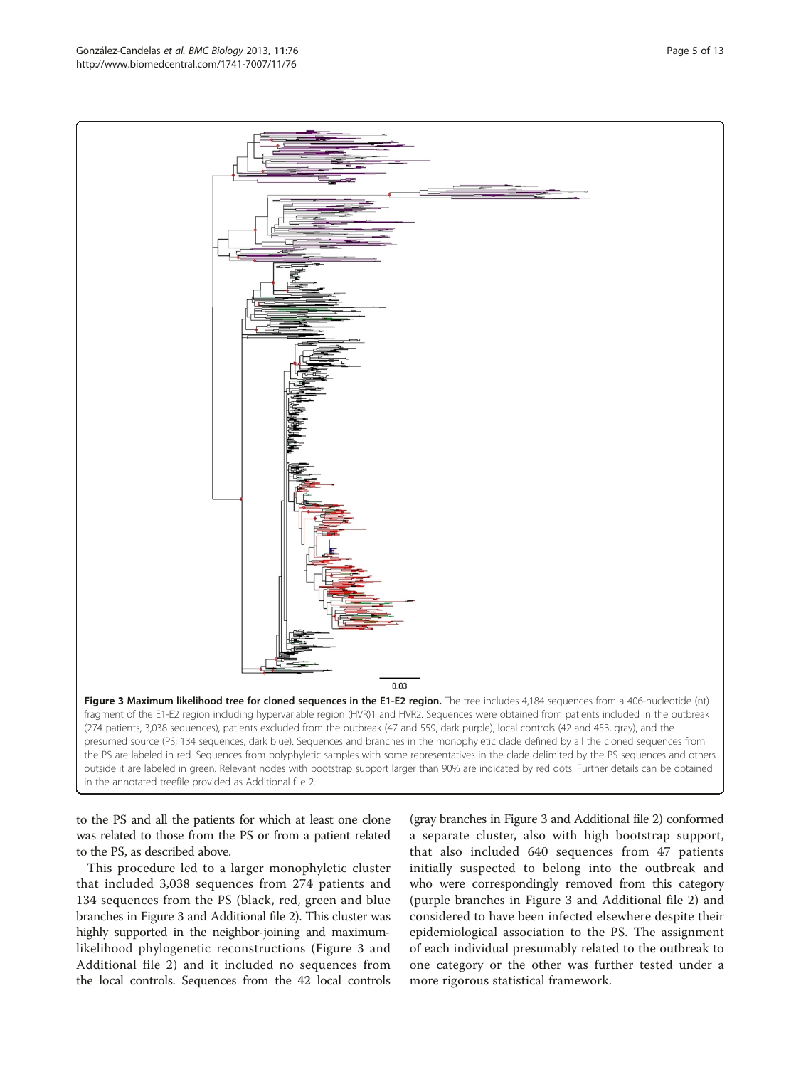**Figure 3 Maximum likelihood tree for cloned sequences in the E1-E2 region.** The tree includes 4,184 sequences from a 406-nucleotide (nt) fragment of the E1-E2 region including hypervariable region (HVR)1 and HVR2. Sequences were obtained from patients included in the outbreak (274 patients, 3,038 sequences), patients excluded from the outbreak (47 and 559, dark purple), local controls (42 and 453, gray), and the presumed source (PS; 134 sequences, dark blue). Sequences and branches in the monophyletic clade defined by all the cloned sequences from the PS are labeled in red. Sequences from polyphyletic samples with some representatives in the clade delimited by the PS sequences and others outside it are labeled in green. Relevant nodes with bootstrap support larger than 90% are indicated by red dots. Further details can be obtained in the annotated treefile provided as Additional file 2.

to the PS and all the patients for which at least one clone was related to those from the PS or from a patient related to the PS, as described above.

This procedure led to a larger monophyletic cluster that included 3,038 sequences from 274 patients and 134 sequences from the PS (black, red, green and blue branches in Figure 3 and Additional file 2). This cluster was highly supported in the neighbor-joining and maximum-likelihood phylogenetic reconstructions (Figure 3 and Additional file 2) and it included no sequences from the local controls. Sequences from the 42 local controls (gray branches in Figure 3 and Additional file 2) conformed a separate cluster, also with high bootstrap support, that also included 640 sequences from 47 patients initially suspected to belong into the outbreak and who were correspondingly removed from this category (purple branches in Figure 3 and Additional file 2) and considered to have been infected elsewhere despite their epidemiological association to the PS. The assignment of each individual presumably related to the outbreak to one category or the other was further tested under a more rigorous statistical framework.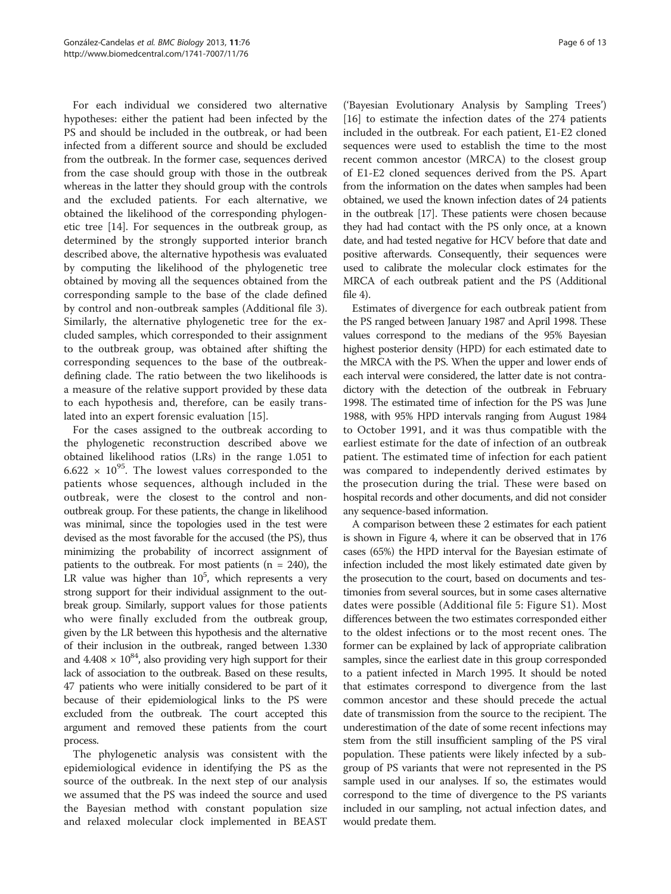For each individual we considered two alternative hypotheses: either the patient had been infected by the PS and should be included in the outbreak, or had been infected from a different source and should be excluded from the outbreak. In the former case, sequences derived from the case should group with those in the outbreak whereas in the latter they should group with the controls and the excluded patients. For each alternative, we obtained the likelihood of the corresponding phylogenetic tree [14]. For sequences in the outbreak group, as determined by the strongly supported interior branch described above, the alternative hypothesis was evaluated by computing the likelihood of the phylogenetic tree obtained by moving all the sequences obtained from the corresponding sample to the base of the clade defined by control and non-outbreak samples (Additional file 3). Similarly, the alternative phylogenetic tree for the excluded samples, which corresponded to their assignment to the outbreak group, was obtained after shifting the corresponding sequences to the base of the outbreak-defining clade. The ratio between the two likelihoods is a measure of the relative support provided by these data to each hypothesis and, therefore, can be easily translated into an expert forensic evaluation [15].

For the cases assigned to the outbreak according to the phylogenetic reconstruction described above we obtained likelihood ratios (LRs) in the range 1.051 to $6.622 \times 10^{95}$. The lowest values corresponded to the patients whose sequences, although included in the outbreak, were the closest to the control and non-outbreak group. For these patients, the change in likelihood was minimal, since the topologies used in the test were devised as the most favorable for the accused (the PS), thus minimizing the probability of incorrect assignment of patients to the outbreak. For most patients (n = 240), the LR value was higher than $10^5$, which represents a very strong support for their individual assignment to the outbreak group. Similarly, support values for those patients who were finally excluded from the outbreak group, given by the LR between this hypothesis and the alternative of their inclusion in the outbreak, ranged between 1.330 and $4.408 \times 10^{84}$, also providing very high support for their lack of association to the outbreak. Based on these results, 47 patients who were initially considered to be part of it because of their epidemiological links to the PS were excluded from the outbreak. The court accepted this argument and removed these patients from the court process.

The phylogenetic analysis was consistent with the epidemiological evidence in identifying the PS as the source of the outbreak. In the next step of our analysis we assumed that the PS was indeed the source and used the Bayesian method with constant population size and relaxed molecular clock implemented in BEAST ('Bayesian Evolutionary Analysis by Sampling Trees') [16] to estimate the infection dates of the 274 patients included in the outbreak. For each patient, E1-E2 cloned sequences were used to establish the time to the most recent common ancestor (MRCA) to the closest group of E1-E2 cloned sequences derived from the PS. Apart from the information on the dates when samples had been obtained, we used the known infection dates of 24 patients in the outbreak [17]. These patients were chosen because they had had contact with the PS only once, at a known date, and had tested negative for HCV before that date and positive afterwards. Consequently, their sequences were used to calibrate the molecular clock estimates for the MRCA of each outbreak patient and the PS (Additional file 4).

Estimates of divergence for each outbreak patient from the PS ranged between January 1987 and April 1998. These values correspond to the medians of the 95% Bayesian highest posterior density (HPD) for each estimated date to the MRCA with the PS. When the upper and lower ends of each interval were considered, the latter date is not contradictory with the detection of the outbreak in February 1998. The estimated time of infection for the PS was June 1988, with 95% HPD intervals ranging from August 1984 to October 1991, and it was thus compatible with the earliest estimate for the date of infection of an outbreak patient. The estimated time of infection for each patient was compared to independently derived estimates by the prosecution during the trial. These were based on hospital records and other documents, and did not consider any sequence-based information.

A comparison between these 2 estimates for each patient is shown in Figure 4, where it can be observed that in 176 cases (65%) the HPD interval for the Bayesian estimate of infection included the most likely estimated date given by the prosecution to the court, based on documents and testimonies from several sources, but in some cases alternative dates were possible (Additional file 5: Figure S1). Most differences between the two estimates corresponded either to the oldest infections or to the most recent ones. The former can be explained by lack of appropriate calibration samples, since the earliest date in this group corresponded to a patient infected in March 1995. It should be noted that estimates correspond to divergence from the last common ancestor and these should precede the actual date of transmission from the source to the recipient. The underestimation of the date of some recent infections may stem from the still insufficient sampling of the PS viral population. These patients were likely infected by a subgroup of PS variants that were not represented in the PS sample used in our analyses. If so, the estimates would correspond to the time of divergence to the PS variants included in our sampling, not actual infection dates, and would predate them.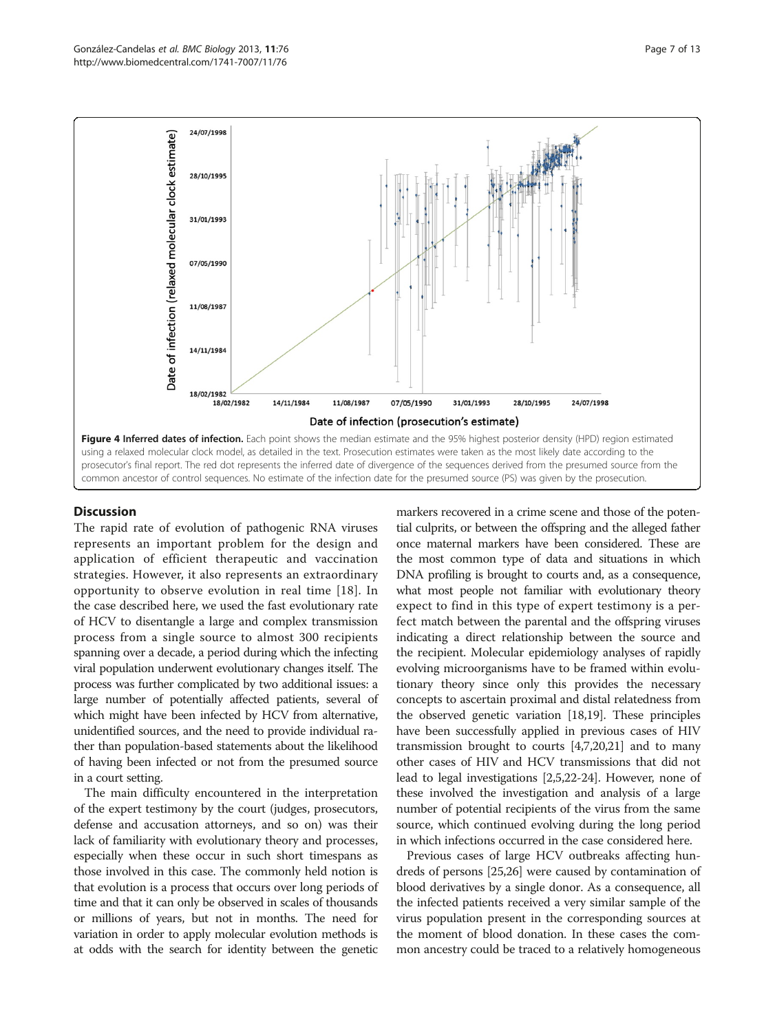Date of infection (relaxed molecular clock estimate)

24/07/1998
28/10/1995
31/01/1993
07/05/1990
11/08/1987
14/11/1984
18/02/1982

18/02/1982 14/11/1984 11/08/1987 07/05/1990 31/01/1993 28/10/1995 24/07/1998

Date of infection (prosecution's estimate)

**Figure 4 Inferred dates of infection.** Each point shows the median estimate and the 95% highest posterior density (HPD) region estimated using a relaxed molecular clock model, as detailed in the text. Prosecution estimates were taken as the most likely date according to the prosecutor's final report. The red dot represents the inferred date of divergence of the sequences derived from the presumed source from the common ancestor of control sequences. No estimate of the infection date for the presumed source (PS) was given by the prosecution.

## Discussion

The rapid rate of evolution of pathogenic RNA viruses represents an important problem for the design and application of efficient therapeutic and vaccination strategies. However, it also represents an extraordinary opportunity to observe evolution in real time [18]. In the case described here, we used the fast evolutionary rate of HCV to disentangle a large and complex transmission process from a single source to almost 300 recipients spanning over a decade, a period during which the infecting viral population underwent evolutionary changes itself. The process was further complicated by two additional issues: a large number of potentially affected patients, several of which might have been infected by HCV from alternative, unidentified sources, and the need to provide individual rather than population-based statements about the likelihood of having been infected or not from the presumed source in a court setting.

The main difficulty encountered in the interpretation of the expert testimony by the court (judges, prosecutors, defense and accusation attorneys, and so on) was their lack of familiarity with evolutionary theory and processes, especially when these occur in such short timespans as those involved in this case. The commonly held notion is that evolution is a process that occurs over long periods of time and that it can only be observed in scales of thousands or millions of years, but not in months. The need for variation in order to apply molecular evolution methods is at odds with the search for identity between the genetic markers recovered in a crime scene and those of the potential culprits, or between the offspring and the alleged father once maternal markers have been considered. These are the most common type of data and situations in which DNA profiling is brought to courts and, as a consequence, what most people not familiar with evolutionary theory expect to find in this type of expert testimony is a perfect match between the parental and the offspring viruses indicating a direct relationship between the source and the recipient. Molecular epidemiology analyses of rapidly evolving microorganisms have to be framed within evolutionary theory since only this provides the necessary concepts to ascertain proximal and distal relatedness from the observed genetic variation [18,19]. These principles have been successfully applied in previous cases of HIV transmission brought to courts [4,7,20,21] and to many other cases of HIV and HCV transmissions that did not lead to legal investigations [2,5,22-24]. However, none of these involved the investigation and analysis of a large number of potential recipients of the virus from the same source, which continued evolving during the long period in which infections occurred in the case considered here.

Previous cases of large HCV outbreaks affecting hundreds of persons [25,26] were caused by contamination of blood derivatives by a single donor. As a consequence, all the infected patients received a very similar sample of the virus population present in the corresponding sources at the moment of blood donation. In these cases the common ancestry could be traced to a relatively homogeneous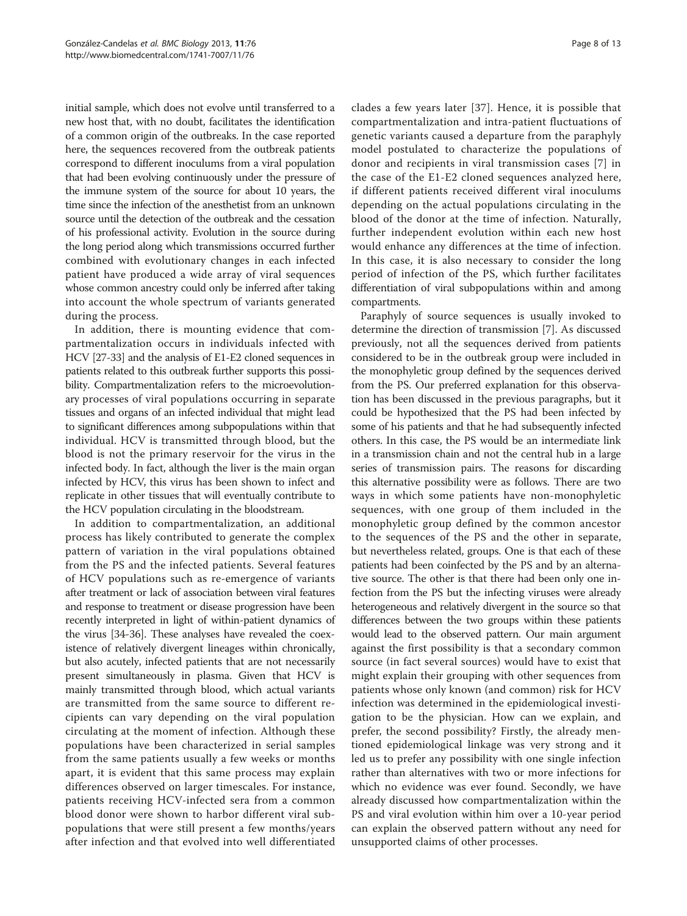initial sample, which does not evolve until transferred to a new host that, with no doubt, facilitates the identification of a common origin of the outbreaks. In the case reported here, the sequences recovered from the outbreak patients correspond to different inoculums from a viral population that had been evolving continuously under the pressure of the immune system of the source for about 10 years, the time since the infection of the anesthetist from an unknown source until the detection of the outbreak and the cessation of his professional activity. Evolution in the source during the long period along which transmissions occurred further combined with evolutionary changes in each infected patient have produced a wide array of viral sequences whose common ancestry could only be inferred after taking into account the whole spectrum of variants generated during the process.

In addition, there is mounting evidence that compartmentalization occurs in individuals infected with HCV [27-33] and the analysis of E1-E2 cloned sequences in patients related to this outbreak further supports this possibility. Compartmentalization refers to the microevolutionary processes of viral populations occurring in separate tissues and organs of an infected individual that might lead to significant differences among subpopulations within that individual. HCV is transmitted through blood, but the blood is not the primary reservoir for the virus in the infected body. In fact, although the liver is the main organ infected by HCV, this virus has been shown to infect and replicate in other tissues that will eventually contribute to the HCV population circulating in the bloodstream.

In addition to compartmentalization, an additional process has likely contributed to generate the complex pattern of variation in the viral populations obtained from the PS and the infected patients. Several features of HCV populations such as re-emergence of variants after treatment or lack of association between viral features and response to treatment or disease progression have been recently interpreted in light of within-patient dynamics of the virus [34-36]. These analyses have revealed the coexistence of relatively divergent lineages within chronically, but also acutely, infected patients that are not necessarily present simultaneously in plasma. Given that HCV is mainly transmitted through blood, which actual variants are transmitted from the same source to different recipients can vary depending on the viral population circulating at the moment of infection. Although these populations have been characterized in serial samples from the same patients usually a few weeks or months apart, it is evident that this same process may explain differences observed on larger timescales. For instance, patients receiving HCV-infected sera from a common blood donor were shown to harbor different viral subpopulations that were still present a few months/years after infection and that evolved into well differentiated clades a few years later [37]. Hence, it is possible that compartmentalization and intra-patient fluctuations of genetic variants caused a departure from the paraphyly model postulated to characterize the populations of donor and recipients in viral transmission cases [7] in the case of the E1-E2 cloned sequences analyzed here, if different patients received different viral inoculums depending on the actual populations circulating in the blood of the donor at the time of infection. Naturally, further independent evolution within each new host would enhance any differences at the time of infection. In this case, it is also necessary to consider the long period of infection of the PS, which further facilitates differentiation of viral subpopulations within and among compartments.

Paraphyly of source sequences is usually invoked to determine the direction of transmission [7]. As discussed previously, not all the sequences derived from patients considered to be in the outbreak group were included in the monophyletic group defined by the sequences derived from the PS. Our preferred explanation for this observation has been discussed in the previous paragraphs, but it could be hypothesized that the PS had been infected by some of his patients and that he had subsequently infected others. In this case, the PS would be an intermediate link in a transmission chain and not the central hub in a large series of transmission pairs. The reasons for discarding this alternative possibility were as follows. There are two ways in which some patients have non-monophyletic sequences, with one group of them included in the monophyletic group defined by the common ancestor to the sequences of the PS and the other in separate, but nevertheless related, groups. One is that each of these patients had been coinfected by the PS and by an alternative source. The other is that there had been only one infection from the PS but the infecting viruses were already heterogeneous and relatively divergent in the source so that differences between the two groups within these patients would lead to the observed pattern. Our main argument against the first possibility is that a secondary common source (in fact several sources) would have to exist that might explain their grouping with other sequences from patients whose only known (and common) risk for HCV infection was determined in the epidemiological investigation to be the physician. How can we explain, and prefer, the second possibility? Firstly, the already mentioned epidemiological linkage was very strong and it led us to prefer any possibility with one single infection rather than alternatives with two or more infections for which no evidence was ever found. Secondly, we have already discussed how compartmentalization within the PS and viral evolution within him over a 10-year period can explain the observed pattern without any need for unsupported claims of other processes.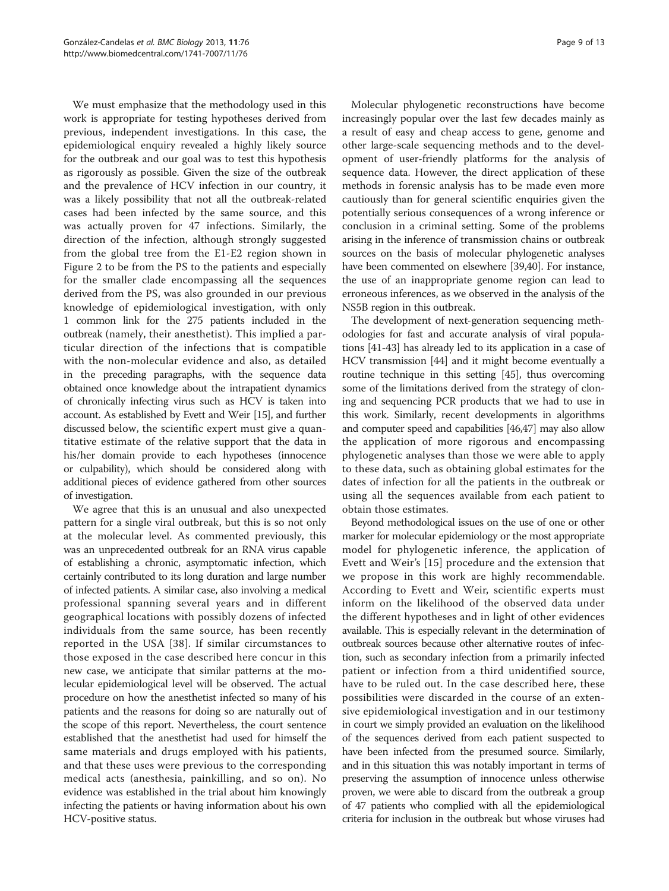We must emphasize that the methodology used in this work is appropriate for testing hypotheses derived from previous, independent investigations. In this case, the epidemiological enquiry revealed a highly likely source for the outbreak and our goal was to test this hypothesis as rigorously as possible. Given the size of the outbreak and the prevalence of HCV infection in our country, it was a likely possibility that not all the outbreak-related cases had been infected by the same source, and this was actually proven for 47 infections. Similarly, the direction of the infection, although strongly suggested from the global tree from the E1-E2 region shown in Figure 2 to be from the PS to the patients and especially for the smaller clade encompassing all the sequences derived from the PS, was also grounded in our previous knowledge of epidemiological investigation, with only 1 common link for the 275 patients included in the outbreak (namely, their anesthetist). This implied a particular direction of the infections that is compatible with the non-molecular evidence and also, as detailed in the preceding paragraphs, with the sequence data obtained once knowledge about the intrapatient dynamics of chronically infecting virus such as HCV is taken into account. As established by Evett and Weir [15], and further discussed below, the scientific expert must give a quantitative estimate of the relative support that the data in his/her domain provide to each hypotheses (innocence or culpability), which should be considered along with additional pieces of evidence gathered from other sources of investigation.

We agree that this is an unusual and also unexpected pattern for a single viral outbreak, but this is so not only at the molecular level. As commented previously, this was an unprecedented outbreak for an RNA virus capable of establishing a chronic, asymptomatic infection, which certainly contributed to its long duration and large number of infected patients. A similar case, also involving a medical professional spanning several years and in different geographical locations with possibly dozens of infected individuals from the same source, has been recently reported in the USA [38]. If similar circumstances to those exposed in the case described here concur in this new case, we anticipate that similar patterns at the molecular epidemiological level will be observed. The actual procedure on how the anesthetist infected so many of his patients and the reasons for doing so are naturally out of the scope of this report. Nevertheless, the court sentence established that the anesthetist had used for himself the same materials and drugs employed with his patients, and that these uses were previous to the corresponding medical acts (anesthesia, painkilling, and so on). No evidence was established in the trial about him knowingly infecting the patients or having information about his own HCV-positive status.

Molecular phylogenetic reconstructions have become increasingly popular over the last few decades mainly as a result of easy and cheap access to gene, genome and other large-scale sequencing methods and to the development of user-friendly platforms for the analysis of sequence data. However, the direct application of these methods in forensic analysis has to be made even more cautiously than for general scientific enquiries given the potentially serious consequences of a wrong inference or conclusion in a criminal setting. Some of the problems arising in the inference of transmission chains or outbreak sources on the basis of molecular phylogenetic analyses have been commented on elsewhere [39,40]. For instance, the use of an inappropriate genome region can lead to erroneous inferences, as we observed in the analysis of the NS5B region in this outbreak.

The development of next-generation sequencing methodologies for fast and accurate analysis of viral populations [41-43] has already led to its application in a case of HCV transmission [44] and it might become eventually a routine technique in this setting [45], thus overcoming some of the limitations derived from the strategy of cloning and sequencing PCR products that we had to use in this work. Similarly, recent developments in algorithms and computer speed and capabilities [46,47] may also allow the application of more rigorous and encompassing phylogenetic analyses than those we were able to apply to these data, such as obtaining global estimates for the dates of infection for all the patients in the outbreak or using all the sequences available from each patient to obtain those estimates.

Beyond methodological issues on the use of one or other marker for molecular epidemiology or the most appropriate model for phylogenetic inference, the application of Evett and Weir's [15] procedure and the extension that we propose in this work are highly recommendable. According to Evett and Weir, scientific experts must inform on the likelihood of the observed data under the different hypotheses and in light of other evidences available. This is especially relevant in the determination of outbreak sources because other alternative routes of infection, such as secondary infection from a primarily infected patient or infection from a third unidentified source, have to be ruled out. In the case described here, these possibilities were discarded in the course of an extensive epidemiological investigation and in our testimony in court we simply provided an evaluation on the likelihood of the sequences derived from each patient suspected to have been infected from the presumed source. Similarly, and in this situation this was notably important in terms of preserving the assumption of innocence unless otherwise proven, we were able to discard from the outbreak a group of 47 patients who complied with all the epidemiological criteria for inclusion in the outbreak but whose viruses had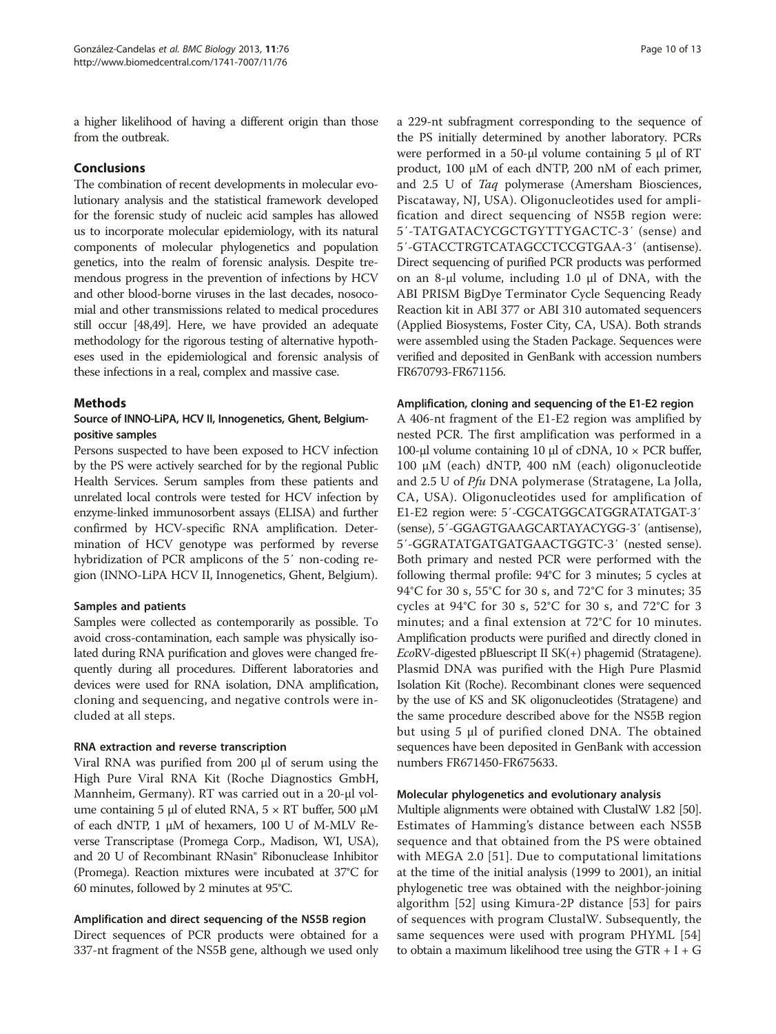a higher likelihood of having a different origin than those from the outbreak.

## Conclusions

The combination of recent developments in molecular evolutionary analysis and the statistical framework developed for the forensic study of nucleic acid samples has allowed us to incorporate molecular epidemiology, with its natural components of molecular phylogenetics and population genetics, into the realm of forensic analysis. Despite tremendous progress in the prevention of infections by HCV and other blood-borne viruses in the last decades, nosocomial and other transmissions related to medical procedures still occur [48,49]. Here, we have provided an adequate methodology for the rigorous testing of alternative hypotheses used in the epidemiological and forensic analysis of these infections in a real, complex and massive case.

## Methods

### Source of INNO-LiPA, HCV II, Innogenetics, Ghent, Belgium-positive samples

Persons suspected to have been exposed to HCV infection by the PS were actively searched for by the regional Public Health Services. Serum samples from these patients and unrelated local controls were tested for HCV infection by enzyme-linked immunosorbent assays (ELISA) and further confirmed by HCV-specific RNA amplification. Determination of HCV genotype was performed by reverse hybridization of PCR amplicons of the 5′ non-coding region (INNO-LiPA HCV II, Innogenetics, Ghent, Belgium).

#### Samples and patients

Samples were collected as contemporarily as possible. To avoid cross-contamination, each sample was physically isolated during RNA purification and gloves were changed frequently during all procedures. Different laboratories and devices were used for RNA isolation, DNA amplification, cloning and sequencing, and negative controls were included at all steps.

#### RNA extraction and reverse transcription

Viral RNA was purified from 200 μl of serum using the High Pure Viral RNA Kit (Roche Diagnostics GmbH, Mannheim, Germany). RT was carried out in a 20-μl volume containing 5 μl of eluted RNA, 5 × RT buffer, 500 μM of each dNTP, 1 μM of hexamers, 100 U of M-MLV Reverse Transcriptase (Promega Corp., Madison, WI, USA), and 20 U of Recombinant RNasin® Ribonuclease Inhibitor (Promega). Reaction mixtures were incubated at 37°C for 60 minutes, followed by 2 minutes at 95°C.

#### Amplification and direct sequencing of the NS5B region

Direct sequences of PCR products were obtained for a 337-nt fragment of the NS5B gene, although we used only a 229-nt subfragment corresponding to the sequence of the PS initially determined by another laboratory. PCRs were performed in a 50-μl volume containing 5 μl of RT product, 100 μM of each dNTP, 200 nM of each primer, and 2.5 U of *Taq* polymerase (Amersham Biosciences, Piscataway, NJ, USA). Oligonucleotides used for amplification and direct sequencing of NS5B region were: 5′-TATGATACYCGCTGYTTYGACTC-3′ (sense) and 5′-GTACCTRGTCATAGCCTCCGTGAA-3′ (antisense). Direct sequencing of purified PCR products was performed on an 8-μl volume, including 1.0 μl of DNA, with the ABI PRISM BigDye Terminator Cycle Sequencing Ready Reaction kit in ABI 377 or ABI 310 automated sequencers (Applied Biosystems, Foster City, CA, USA). Both strands were assembled using the Staden Package. Sequences were verified and deposited in GenBank with accession numbers FR670793-FR671156.

#### Amplification, cloning and sequencing of the E1-E2 region

A 406-nt fragment of the E1-E2 region was amplified by nested PCR. The first amplification was performed in a 100-μl volume containing 10 μl of cDNA, 10 × PCR buffer, 100 μM (each) dNTP, 400 nM (each) oligonucleotide and 2.5 U of *Pfu* DNA polymerase (Stratagene, La Jolla, CA, USA). Oligonucleotides used for amplification of E1-E2 region were: 5′-CGCATGGCATGGRATATGAT-3′ (sense), 5′-GGAGTGAAGCARTAYACYGG-3′ (antisense), 5′-GGRATATGATGATGAACTGGTC-3′ (nested sense). Both primary and nested PCR were performed with the following thermal profile: 94°C for 3 minutes; 5 cycles at 94°C for 30 s, 55°C for 30 s, and 72°C for 3 minutes; 35 cycles at 94°C for 30 s, 52°C for 30 s, and 72°C for 3 minutes; and a final extension at 72°C for 10 minutes. Amplification products were purified and directly cloned in *Eco*RV-digested pBluescript II SK(+) phagemid (Stratagene). Plasmid DNA was purified with the High Pure Plasmid Isolation Kit (Roche). Recombinant clones were sequenced by the use of KS and SK oligonucleotides (Stratagene) and the same procedure described above for the NS5B region but using 5 μl of purified cloned DNA. The obtained sequences have been deposited in GenBank with accession numbers FR671450-FR675633.

#### Molecular phylogenetics and evolutionary analysis

Multiple alignments were obtained with ClustalW 1.82 [50]. Estimates of Hamming's distance between each NS5B sequence and that obtained from the PS were obtained with MEGA 2.0 [51]. Due to computational limitations at the time of the initial analysis (1999 to 2001), an initial phylogenetic tree was obtained with the neighbor-joining algorithm [52] using Kimura-2P distance [53] for pairs of sequences with program ClustalW. Subsequently, the same sequences were used with program PHYML [54] to obtain a maximum likelihood tree using the GTR + I + G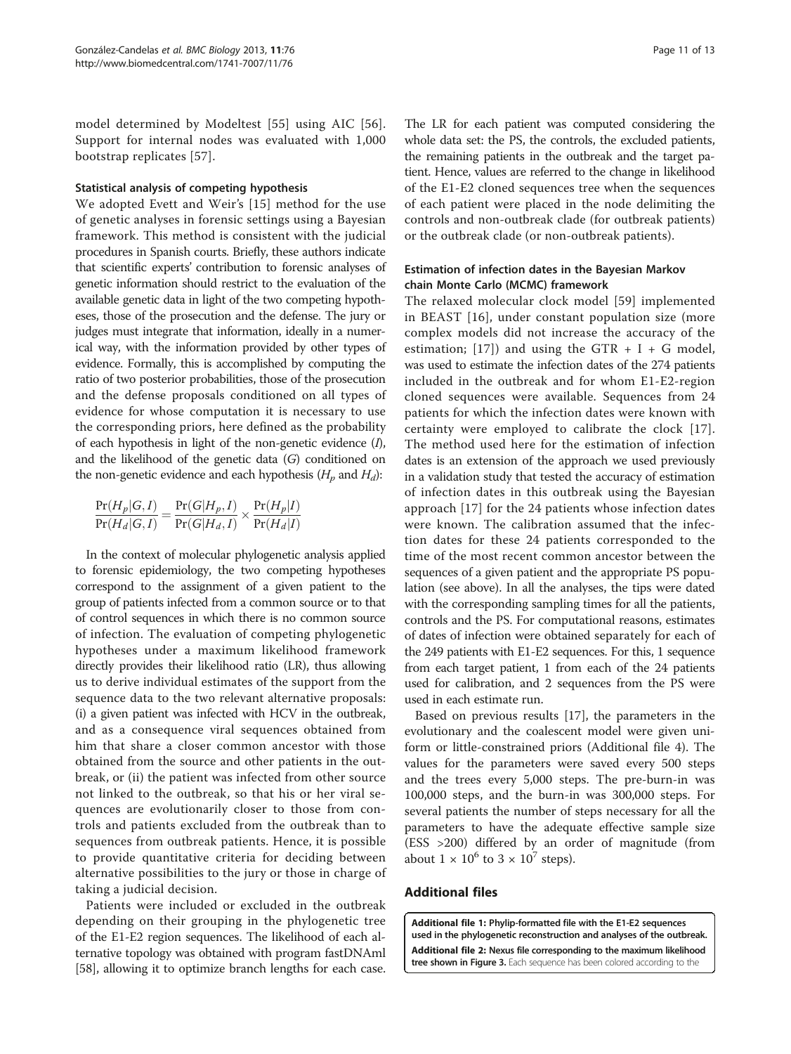model determined by Modeltest [55] using AIC [56]. Support for internal nodes was evaluated with 1,000 bootstrap replicates [57].

### Statistical analysis of competing hypothesis

We adopted Evett and Weir's [15] method for the use of genetic analyses in forensic settings using a Bayesian framework. This method is consistent with the judicial procedures in Spanish courts. Briefly, these authors indicate that scientific experts' contribution to forensic analyses of genetic information should restrict to the evaluation of the available genetic data in light of the two competing hypotheses, those of the prosecution and the defense. The jury or judges must integrate that information, ideally in a numerical way, with the information provided by other types of evidence. Formally, this is accomplished by computing the ratio of two posterior probabilities, those of the prosecution and the defense proposals conditioned on all types of evidence for whose computation it is necessary to use the corresponding priors, here defined as the probability of each hypothesis in light of the non-genetic evidence ($I$), and the likelihood of the genetic data ($G$) conditioned on the non-genetic evidence and each hypothesis ($H_p$ and $H_d$):

$$\frac{\Pr(H_p|G,I)}{\Pr(H_d|G,I)} = \frac{\Pr(G|H_p,I)}{\Pr(G|H_d,I)} \times \frac{\Pr(H_p|I)}{\Pr(H_d|I)}$$

In the context of molecular phylogenetic analysis applied to forensic epidemiology, the two competing hypotheses correspond to the assignment of a given patient to the group of patients infected from a common source or to that of control sequences in which there is no common source of infection. The evaluation of competing phylogenetic hypotheses under a maximum likelihood framework directly provides their likelihood ratio (LR), thus allowing us to derive individual estimates of the support from the sequence data to the two relevant alternative proposals: (i) a given patient was infected with HCV in the outbreak, and as a consequence viral sequences obtained from him that share a closer common ancestor with those obtained from the source and other patients in the outbreak, or (ii) the patient was infected from other source not linked to the outbreak, so that his or her viral sequences are evolutionarily closer to those from controls and patients excluded from the outbreak than to sequences from outbreak patients. Hence, it is possible to provide quantitative criteria for deciding between alternative possibilities to the jury or those in charge of taking a judicial decision.

Patients were included or excluded in the outbreak depending on their grouping in the phylogenetic tree of the E1-E2 region sequences. The likelihood of each alternative topology was obtained with program fastDNAml [58], allowing it to optimize branch lengths for each case. The LR for each patient was computed considering the whole data set: the PS, the controls, the excluded patients, the remaining patients in the outbreak and the target patient. Hence, values are referred to the change in likelihood of the E1-E2 cloned sequences tree when the sequences of each patient were placed in the node delimiting the controls and non-outbreak clade (for outbreak patients) or the outbreak clade (or non-outbreak patients).

### Estimation of infection dates in the Bayesian Markov chain Monte Carlo (MCMC) framework

The relaxed molecular clock model [59] implemented in BEAST [16], under constant population size (more complex models did not increase the accuracy of the estimation; [17]) and using the GTR + I + G model, was used to estimate the infection dates of the 274 patients included in the outbreak and for whom E1-E2-region cloned sequences were available. Sequences from 24 patients for which the infection dates were known with certainty were employed to calibrate the clock [17]. The method used here for the estimation of infection dates is an extension of the approach we used previously in a validation study that tested the accuracy of estimation of infection dates in this outbreak using the Bayesian approach [17] for the 24 patients whose infection dates were known. The calibration assumed that the infection dates for these 24 patients corresponded to the time of the most recent common ancestor between the sequences of a given patient and the appropriate PS population (see above). In all the analyses, the tips were dated with the corresponding sampling times for all the patients, controls and the PS. For computational reasons, estimates of dates of infection were obtained separately for each of the 249 patients with E1-E2 sequences. For this, 1 sequence from each target patient, 1 from each of the 24 patients used for calibration, and 2 sequences from the PS were used in each estimate run.

Based on previous results [17], the parameters in the evolutionary and the coalescent model were given uniform or little-constrained priors (Additional file 4). The values for the parameters were saved every 500 steps and the trees every 5,000 steps. The pre-burn-in was 100,000 steps, and the burn-in was 300,000 steps. For several patients the number of steps necessary for all the parameters to have the adequate effective sample size (ESS >200) differed by an order of magnitude (from about $1 \times 10^6$ to $3 \times 10^7$ steps).

## Additional files

**Additional file 1: Phylip-formatted file with the E1-E2 sequences used in the phylogenetic reconstruction and analyses of the outbreak.**

**Additional file 2: Nexus file corresponding to the maximum likelihood tree shown in Figure 3.** Each sequence has been colored according to the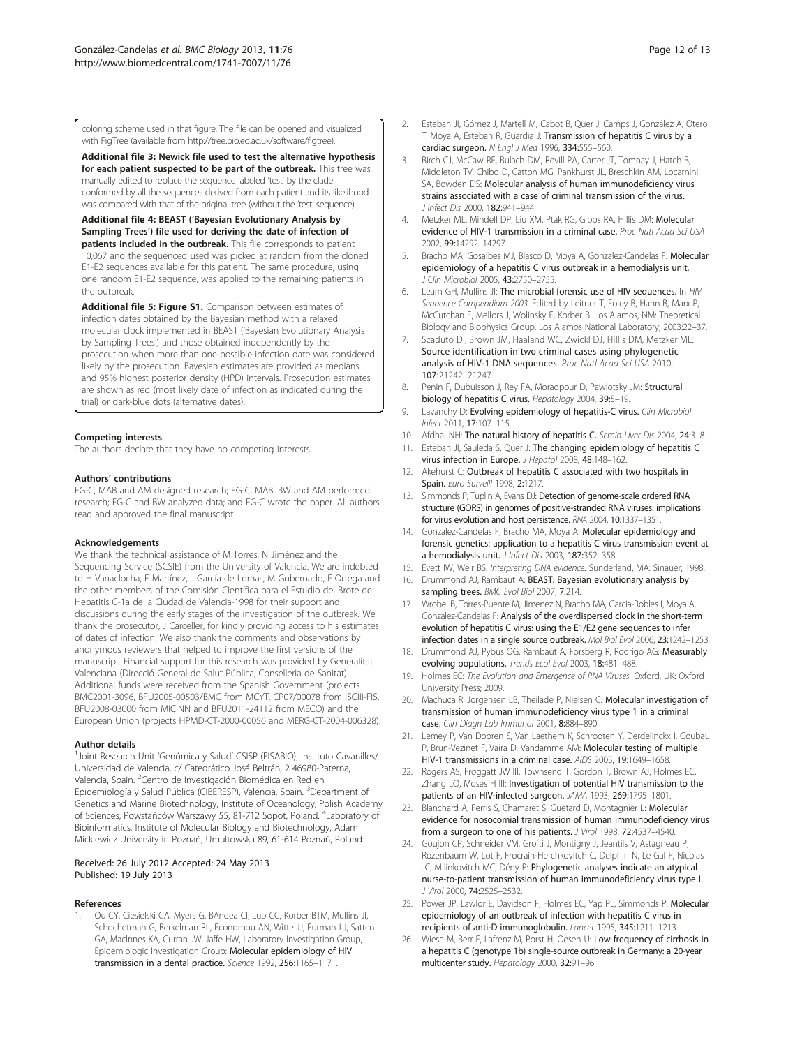coloring scheme used in that figure. The file can be opened and visualized with FigTree (available from http://tree.bio.ed.ac.uk/software/figtree).

**Additional file 3: Newick file used to test the alternative hypothesis for each patient suspected to be part of the outbreak.** This tree was manually edited to replace the sequence labeled 'test' by the clade conformed by all the sequences derived from each patient and its likelihood was compared with that of the original tree (without the 'test' sequence).

**Additional file 4: BEAST ('Bayesian Evolutionary Analysis by Sampling Trees') file used for deriving the date of infection of patients included in the outbreak.** This file corresponds to patient 10,067 and the sequenced used was picked at random from the cloned E1-E2 sequences available for this patient. The same procedure, using one random E1-E2 sequence, was applied to the remaining patients in the outbreak.

**Additional file 5: Figure S1.** Comparison between estimates of infection dates obtained by the Bayesian method with a relaxed molecular clock implemented in BEAST ('Bayesian Evolutionary Analysis by Sampling Trees') and those obtained independently by the prosecution when more than one possible infection date was considered likely by the prosecution. Bayesian estimates are provided as medians and 95% highest posterior density (HPD) intervals. Prosecution estimates are shown as red (most likely date of infection as indicated during the trial) or dark-blue dots (alternative dates).

#### Competing interests

The authors declare that they have no competing interests.

#### Authors' contributions

FG-C, MAB and AM designed research; FG-C, MAB, BW and AM performed research; FG-C and BW analyzed data; and FG-C wrote the paper. All authors read and approved the final manuscript.

#### Acknowledgements

We thank the technical assistance of M Torres, N Jiménez and the Sequencing Service (SCSIE) from the University of Valencia. We are indebted to H Vanaclocha, F Martínez, J García de Lomas, M Gobernado, E Ortega and the other members of the Comisión Científica para el Estudio del Brote de Hepatitis C-1a de la Ciudad de Valencia-1998 for their support and discussions during the early stages of the investigation of the outbreak. We thank the prosecutor, J Carceller, for kindly providing access to his estimates of dates of infection. We also thank the comments and observations by anonymous reviewers that helped to improve the first versions of the manuscript. Financial support for this research was provided by Generalitat Valenciana (Direcció General de Salut Pública, Conselleria de Sanitat). Additional funds were received from the Spanish Government (projects BMC2001-3096, BFU2005-00503/BMC from MCYT, CP07/00078 from ISCIII-FIS, BFU2008-03000 from MICINN and BFU2011-24112 from MECO) and the European Union (projects HPMD-CT-2000-00056 and MERG-CT-2004-006328).

#### Author details

[1]Joint Research Unit 'Genómica y Salud' CSISP (FISABIO), Instituto Cavanilles/ Universidad de Valencia, c/ Catedrático José Beltrán, 2 46980-Paterna, Valencia, Spain. [2]Centro de Investigación Biomédica en Red en Epidemiología y Salud Pública (CIBERESP), Valencia, Spain. [3]Department of Genetics and Marine Biotechnology, Institute of Oceanology, Polish Academy of Sciences, Powstańców Warszawy 55, 81-712 Sopot, Poland. [4]Laboratory of Bioinformatics, Institute of Molecular Biology and Biotechnology, Adam Mickiewicz University in Poznań, Umultowska 89, 61-614 Poznań, Poland.

Received: 26 July 2012 Accepted: 24 May 2013
Published: 19 July 2013

#### References

1. Ou CY, Ciesielski CA, Myers G, BAndea CI, Luo CC, Korber BTM, Mullins JI, Schochetman G, Berkelman RL, Economou AN, Witte JJ, Furman LJ, Satten GA, MacInnes KA, Curran JW, Jaffe HW, Laboratory Investigation Group, Epidemiologic Investigation Group: **Molecular epidemiology of HIV transmission in a dental practice.** *Science* 1992, **256:**1165–1171.
2. Esteban JI, Gómez J, Martell M, Cabot B, Quer J, Camps J, González A, Otero T, Moya A, Esteban R, Guardia J: **Transmission of hepatitis C virus by a cardiac surgeon.** *N Engl J Med* 1996, **334:**555–560.
3. Birch CJ, McCaw RF, Bulach DM, Revill PA, Carter JT, Tomnay J, Hatch B, Middleton TV, Chibo D, Catton MG, Pankhurst JL, Breschkin AM, Locarnini SA, Bowden DS: **Molecular analysis of human immunodeficiency virus strains associated with a case of criminal transmission of the virus.** *J Infect Dis* 2000, **182:**941–944.
4. Metzker ML, Mindell DP, Liu XM, Ptak RG, Gibbs RA, Hillis DM: **Molecular evidence of HIV-1 transmission in a criminal case.** *Proc Natl Acad Sci USA* 2002, **99:**14292–14297.
5. Bracho MA, Gosalbes MJ, Blasco D, Moya A, Gonzalez-Candelas F: **Molecular epidemiology of a hepatitis C virus outbreak in a hemodialysis unit.** *J Clin Microbiol* 2005, **43:**2750–2755.
6. Learn GH, Mullins JI: **The microbial forensic use of HIV sequences.** In *HIV Sequence Compendium 2003.* Edited by Leitner T, Foley B, Hahn B, Marx P, McCutchan F, Mellors J, Wolinsky F, Korber B. Los Alamos, NM: Theoretical Biology and Biophysics Group, Los Alamos National Laboratory; 2003:22–37.
7. Scaduto DI, Brown JM, Haaland WC, Zwickl DJ, Hillis DM, Metzker ML: **Source identification in two criminal cases using phylogenetic analysis of HIV-1 DNA sequences.** *Proc Natl Acad Sci USA* 2010, **107:**21242–21247.
8. Penin F, Dubuisson J, Rey FA, Moradpour D, Pawlotsky JM: **Structural biology of hepatitis C virus.** *Hepatology* 2004, **39:**5–19.
9. Lavanchy D: **Evolving epidemiology of hepatitis-C virus.** *Clin Microbiol Infect* 2011, **17:**107–115.
10. Afdhal NH: **The natural history of hepatitis C.** *Semin Liver Dis* 2004, **24:**3–8.
11. Esteban JI, Sauleda S, Quer J: **The changing epidemiology of hepatitis C virus infection in Europe.** *J Hepatol* 2008, **48:**148–162.
12. Akehurst C: **Outbreak of hepatitis C associated with two hospitals in Spain.** *Euro Surveill* 1998, **2:**1217.
13. Simmonds P, Tuplin A, Evans DJ: **Detection of genome-scale ordered RNA structure (GORS) in genomes of positive-stranded RNA viruses: implications for virus evolution and host persistence.** *RNA* 2004, **10:**1337–1351.
14. Gonzalez-Candelas F, Bracho MA, Moya A: **Molecular epidemiology and forensic genetics: application to a hepatitis C virus transmission event at a hemodialysis unit.** *J Infect Dis* 2003, **187:**352–358.
15. Evett IW, Weir BS: *Interpreting DNA evidence.* Sunderland, MA: Sinauer; 1998.
16. Drummond AJ, Rambaut A: **BEAST: Bayesian evolutionary analysis by sampling trees.** *BMC Evol Biol* 2007, **7:**214.
17. Wrobel B, Torres-Puente M, Jimenez N, Bracho MA, Garcia-Robles I, Moya A, Gonzalez-Candelas F: **Analysis of the overdispersed clock in the short-term evolution of hepatitis C virus: using the E1/E2 gene sequences to infer infection dates in a single source outbreak.** *Mol Biol Evol* 2006, **23:**1242–1253.
18. Drummond AJ, Pybus OG, Rambaut A, Forsberg R, Rodrigo AG: **Measurably evolving populations.** *Trends Ecol Evol* 2003, **18:**481–488.
19. Holmes EC: *The Evolution and Emergence of RNA Viruses.* Oxford, UK: Oxford University Press; 2009.
20. Machuca R, Jorgensen LB, Theilade P, Nielsen C: **Molecular investigation of transmission of human immunodeficiency virus type 1 in a criminal case.** *Clin Diagn Lab Immunol* 2001, **8:**884–890.
21. Lemey P, Van Dooren S, Van Laethem K, Schrooten Y, Derdelinckx I, Goubau P, Brun-Vezinet F, Vaira D, Vandamme AM: **Molecular testing of multiple HIV-1 transmissions in a criminal case.** *AIDS* 2005, **19:**1649–1658.
22. Rogers AS, Froggatt JW III, Townsend T, Gordon T, Brown AJ, Holmes EC, Zhang LQ, Moses H III: **Investigation of potential HIV transmission to the patients of an HIV-infected surgeon.** *JAMA* 1993, **269:**1795–1801.
23. Blanchard A, Ferris S, Chamaret S, Guetard D, Montagnier L: **Molecular evidence for nosocomial transmission of human immunodeficiency virus from a surgeon to one of his patients.** *J Virol* 1998, **72:**4537–4540.
24. Goujon CP, Schneider VM, Grofti J, Montigny J, Jeantils V, Astagneau P, Rozenbaum W, Lot F, Frocrain-Herchkovitch C, Delphin N, Le Gal F, Nicolas JC, Milinkovitch MC, Dény P: **Phylogenetic analyses indicate an atypical nurse-to-patient transmission of human immunodeficiency virus type I.** *J Virol* 2000, **74:**2525–2532.
25. Power JP, Lawlor E, Davidson F, Holmes EC, Yap PL, Simmonds P: **Molecular epidemiology of an outbreak of infection with hepatitis C virus in recipients of anti-D immunoglobulin.** *Lancet* 1995, **345:**1211–1213.
26. Wiese M, Berr F, Lafrenz M, Porst H, Oesen U: **Low frequency of cirrhosis in a hepatitis C (genotype 1b) single-source outbreak in Germany: a 20-year multicenter study.** *Hepatology* 2000, **32:**91–96.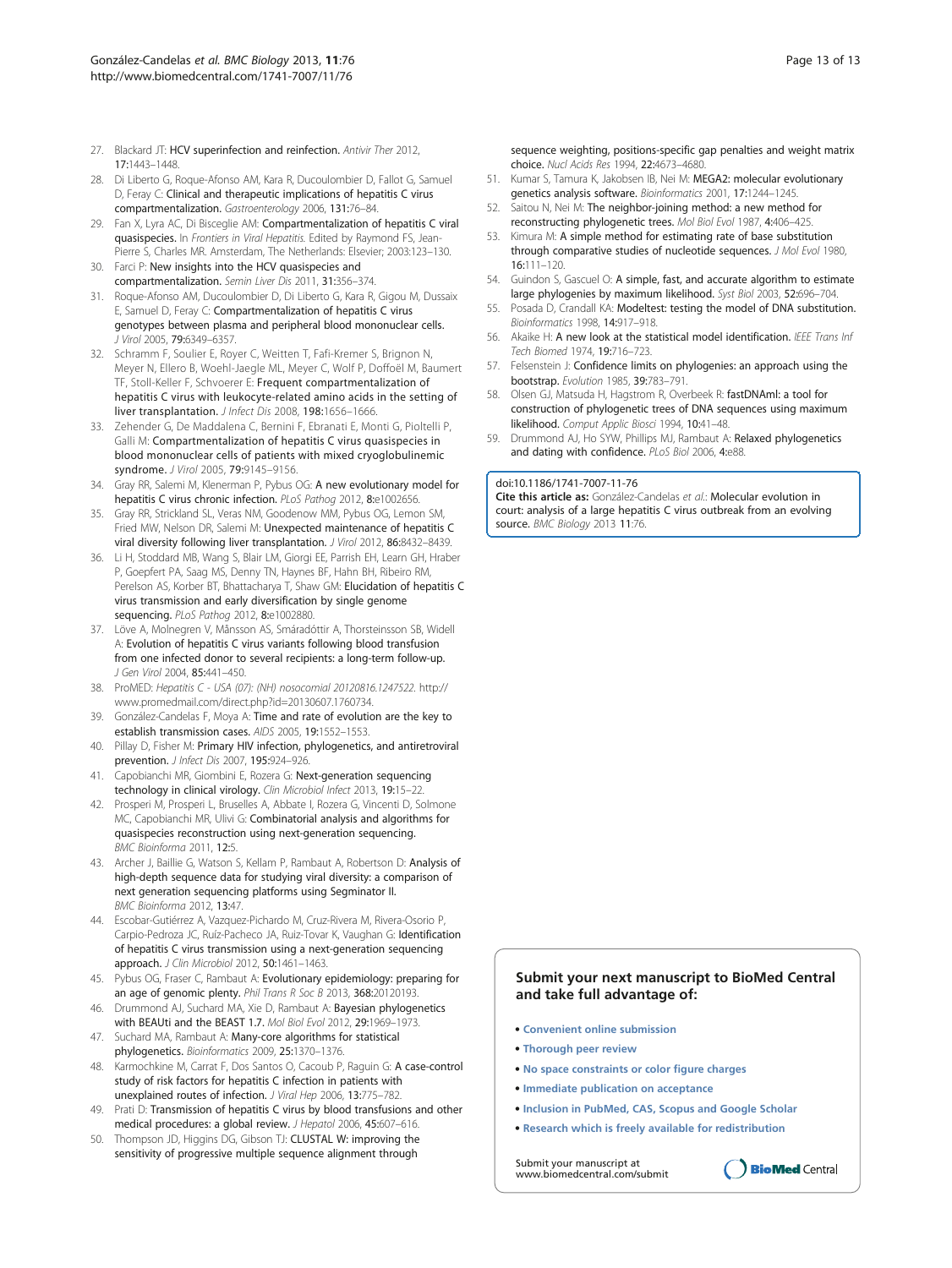27. Blackard JT: **HCV superinfection and reinfection.** *Antivir Ther* 2012, **17:**1443–1448.
28. Di Liberto G, Roque-Afonso AM, Kara R, Ducoulombier D, Fallot G, Samuel D, Feray C: **Clinical and therapeutic implications of hepatitis C virus compartmentalization.** *Gastroenterology* 2006, **131:**76–84.
29. Fan X, Lyra AC, Di Bisceglie AM: **Compartmentalization of hepatitis C viral quasispecies.** In *Frontiers in Viral Hepatitis.* Edited by Raymond FS, Jean-Pierre S, Charles MR. Amsterdam, The Netherlands: Elsevier; 2003:123–130.
30. Farci P: **New insights into the HCV quasispecies and compartmentalization.** *Semin Liver Dis* 2011, **31:**356–374.
31. Roque-Afonso AM, Ducoulombier D, Di Liberto G, Kara R, Gigou M, Dussaix E, Samuel D, Feray C: **Compartmentalization of hepatitis C virus genotypes between plasma and peripheral blood mononuclear cells.** *J Virol* 2005, **79:**6349–6357.
32. Schramm F, Soulier E, Royer C, Weitten T, Fafi-Kremer S, Brignon N, Meyer N, Ellero B, Woehl-Jaegle ML, Meyer C, Wolf P, Doffoël M, Baumert TF, Stoll-Keller F, Schvoerer E: **Frequent compartmentalization of hepatitis C virus with leukocyte-related amino acids in the setting of liver transplantation.** *J Infect Dis* 2008, **198:**1656–1666.
33. Zehender G, De Maddalena C, Bernini F, Ebranati E, Monti G, Pioltelli P, Galli M: **Compartmentalization of hepatitis C virus quasispecies in blood mononuclear cells of patients with mixed cryoglobulinemic syndrome.** *J Virol* 2005, **79:**9145–9156.
34. Gray RR, Salemi M, Klenerman P, Pybus OG: **A new evolutionary model for hepatitis C virus chronic infection.** *PLoS Pathog* 2012, **8:**e1002656.
35. Gray RR, Strickland SL, Veras NM, Goodenow MM, Pybus OG, Lemon SM, Fried MW, Nelson DR, Salemi M: **Unexpected maintenance of hepatitis C viral diversity following liver transplantation.** *J Virol* 2012, **86:**8432–8439.
36. Li H, Stoddard MB, Wang S, Blair LM, Giorgi EE, Parrish EH, Learn GH, Hraber P, Goepfert PA, Saag MS, Denny TN, Haynes BF, Hahn BH, Ribeiro RM, Perelson AS, Korber BT, Bhattacharya T, Shaw GM: **Elucidation of hepatitis C virus transmission and early diversification by single genome sequencing.** *PLoS Pathog* 2012, **8:**e1002880.
37. Löve A, Molnegren V, Månsson AS, Smáradóttir A, Thorsteinsson SB, Widell A: **Evolution of hepatitis C virus variants following blood transfusion from one infected donor to several recipients: a long-term follow-up.** *J Gen Virol* 2004, **85:**441–450.
38. ProMED: *Hepatitis C - USA (07): (NH) nosocomial 20120816.1247522.* http://www.promedmail.com/direct.php?id=20130607.1760734.
39. González-Candelas F, Moya A: **Time and rate of evolution are the key to establish transmission cases.** *AIDS* 2005, **19:**1552–1553.
40. Pillay D, Fisher M: **Primary HIV infection, phylogenetics, and antiretroviral prevention.** *J Infect Dis* 2007, **195:**924–926.
41. Capobianchi MR, Giombini E, Rozera G: **Next-generation sequencing technology in clinical virology.** *Clin Microbiol Infect* 2013, **19:**15–22.
42. Prosperi M, Prosperi L, Bruselles A, Abbate I, Rozera G, Vincenti D, Solmone MC, Capobianchi MR, Ulivi G: **Combinatorial analysis and algorithms for quasispecies reconstruction using next-generation sequencing.** *BMC Bioinforma* 2011, **12:**5.
43. Archer J, Baillie G, Watson S, Kellam P, Rambaut A, Robertson D: **Analysis of high-depth sequence data for studying viral diversity: a comparison of next generation sequencing platforms using Segminator II.** *BMC Bioinforma* 2012, **13:**47.
44. Escobar-Gutiérrez A, Vazquez-Pichardo M, Cruz-Rivera M, Rivera-Osorio P, Carpio-Pedroza JC, Ruíz-Pacheco JA, Ruiz-Tovar K, Vaughan G: **Identification of hepatitis C virus transmission using a next-generation sequencing approach.** *J Clin Microbiol* 2012, **50:**1461–1463.
45. Pybus OG, Fraser C, Rambaut A: **Evolutionary epidemiology: preparing for an age of genomic plenty.** *Phil Trans R Soc B* 2013, **368:**20120193.
46. Drummond AJ, Suchard MA, Xie D, Rambaut A: **Bayesian phylogenetics with BEAUti and the BEAST 1.7.** *Mol Biol Evol* 2012, **29:**1969–1973.
47. Suchard MA, Rambaut A: **Many-core algorithms for statistical phylogenetics.** *Bioinformatics* 2009, **25:**1370–1376.
48. Karmochkine M, Carrat F, Dos Santos O, Cacoub P, Raguin G: **A case-control study of risk factors for hepatitis C infection in patients with unexplained routes of infection.** *J Viral Hep* 2006, **13:**775–782.
49. Prati D: **Transmission of hepatitis C virus by blood transfusions and other medical procedures: a global review.** *J Hepatol* 2006, **45:**607–616.
50. Thompson JD, Higgins DG, Gibson TJ: **CLUSTAL W: improving the sensitivity of progressive multiple sequence alignment through sequence weighting, positions-specific gap penalties and weight matrix choice.** *Nucl Acids Res* 1994, **22:**4673–4680.
51. Kumar S, Tamura K, Jakobsen IB, Nei M: **MEGA2: molecular evolutionary genetics analysis software.** *Bioinformatics* 2001, **17:**1244–1245.
52. Saitou N, Nei M: **The neighbor-joining method: a new method for reconstructing phylogenetic trees.** *Mol Biol Evol* 1987, **4:**406–425.
53. Kimura M: **A simple method for estimating rate of base substitution through comparative studies of nucleotide sequences.** *J Mol Evol* 1980, **16:**111–120.
54. Guindon S, Gascuel O: **A simple, fast, and accurate algorithm to estimate large phylogenies by maximum likelihood.** *Syst Biol* 2003, **52:**696–704.
55. Posada D, Crandall KA: **Modeltest: testing the model of DNA substitution.** *Bioinformatics* 1998, **14:**917–918.
56. Akaike H: **A new look at the statistical model identification.** *IEEE Trans Inf Tech Biomed* 1974, **19:**716–723.
57. Felsenstein J: **Confidence limits on phylogenies: an approach using the bootstrap.** *Evolution* 1985, **39:**783–791.
58. Olsen GJ, Matsuda H, Hagstrom R, Overbeek R: **fastDNAml: a tool for construction of phylogenetic trees of DNA sequences using maximum likelihood.** *Comput Applic Biosci* 1994, **10:**41–48.
59. Drummond AJ, Ho SYW, Phillips MJ, Rambaut A: **Relaxed phylogenetics and dating with confidence.** *PLoS Biol* 2006, **4:**e88.

doi:10.1186/1741-7007-11-76

**Cite this article as:** González-Candelas *et al.*: Molecular evolution in court: analysis of a large hepatitis C virus outbreak from an evolving source. *BMC Biology* 2013 **11**:76.

**Submit your next manuscript to BioMed Central and take full advantage of:**

- Convenient online submission
- Thorough peer review
- No space constraints or color figure charges
- Immediate publication on acceptance
- Inclusion in PubMed, CAS, Scopus and Google Scholar
- Research which is freely available for redistribution

Submit your manuscript at www.biomedcentral.com/submit

BioMed Central